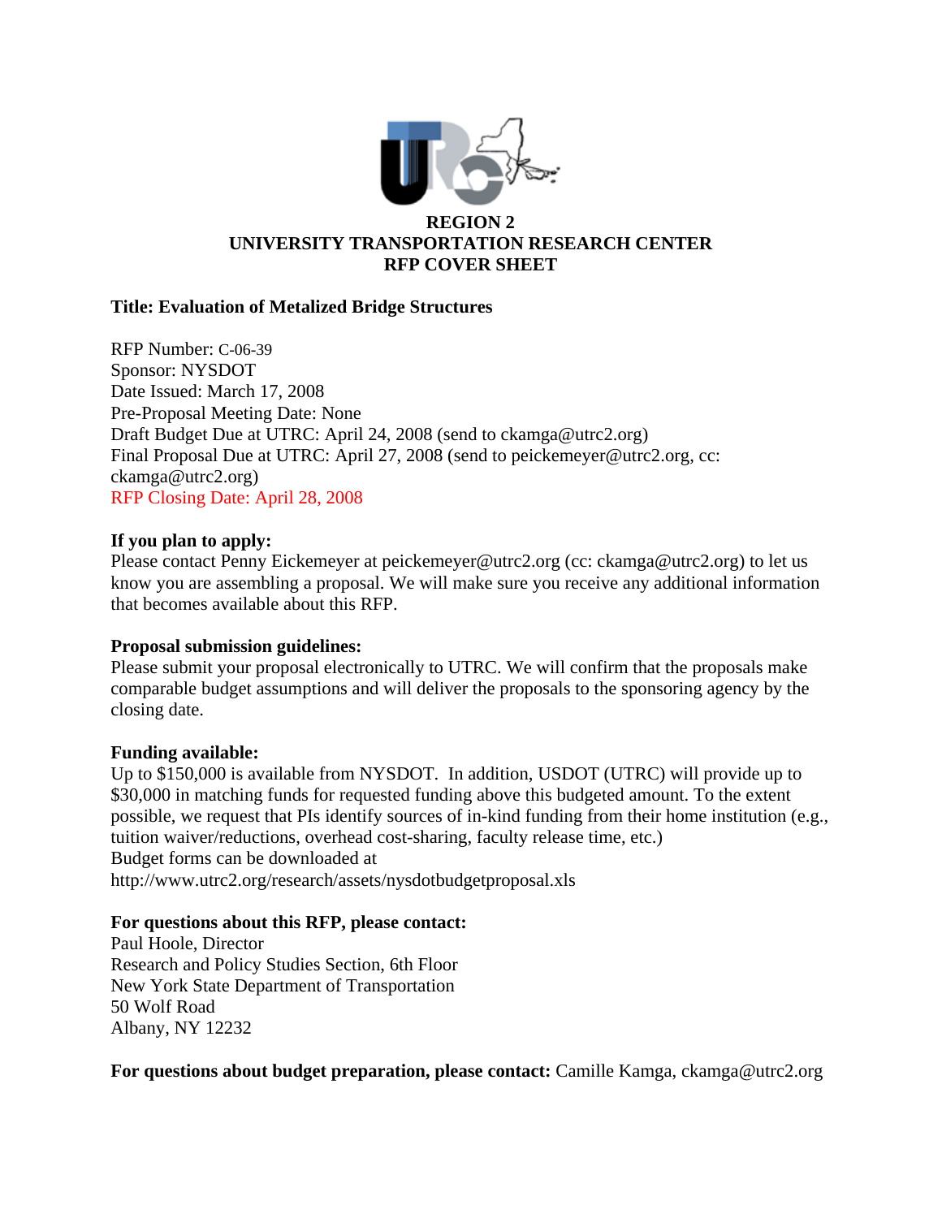# REGION 2
# UNIVERSITY TRANSPORTATION RESEARCH CENTER
# RFP COVER SHEET

**Title: Evaluation of Metalized Bridge Structures**

RFP Number: C-06-39
Sponsor: NYSDOT
Date Issued: March 17, 2008
Pre-Proposal Meeting Date: None
Draft Budget Due at UTRC: April 24, 2008 (send to ckamga@utrc2.org)
Final Proposal Due at UTRC: April 27, 2008 (send to peickemeyer@utrc2.org, cc: ckamga@utrc2.org)
RFP Closing Date: April 28, 2008

**If you plan to apply:**
Please contact Penny Eickemeyer at peickemeyer@utrc2.org (cc: ckamga@utrc2.org) to let us know you are assembling a proposal. We will make sure you receive any additional information that becomes available about this RFP.

**Proposal submission guidelines:**
Please submit your proposal electronically to UTRC. We will confirm that the proposals make comparable budget assumptions and will deliver the proposals to the sponsoring agency by the closing date.

**Funding available:**
Up to $150,000 is available from NYSDOT. In addition, USDOT (UTRC) will provide up to $30,000 in matching funds for requested funding above this budgeted amount. To the extent possible, we request that PIs identify sources of in-kind funding from their home institution (e.g., tuition waiver/reductions, overhead cost-sharing, faculty release time, etc.)
Budget forms can be downloaded at
http://www.utrc2.org/research/assets/nysdotbudgetproposal.xls

**For questions about this RFP, please contact:**
Paul Hoole, Director
Research and Policy Studies Section, 6th Floor
New York State Department of Transportation
50 Wolf Road
Albany, NY 12232

**For questions about budget preparation, please contact:** Camille Kamga, ckamga@utrc2.org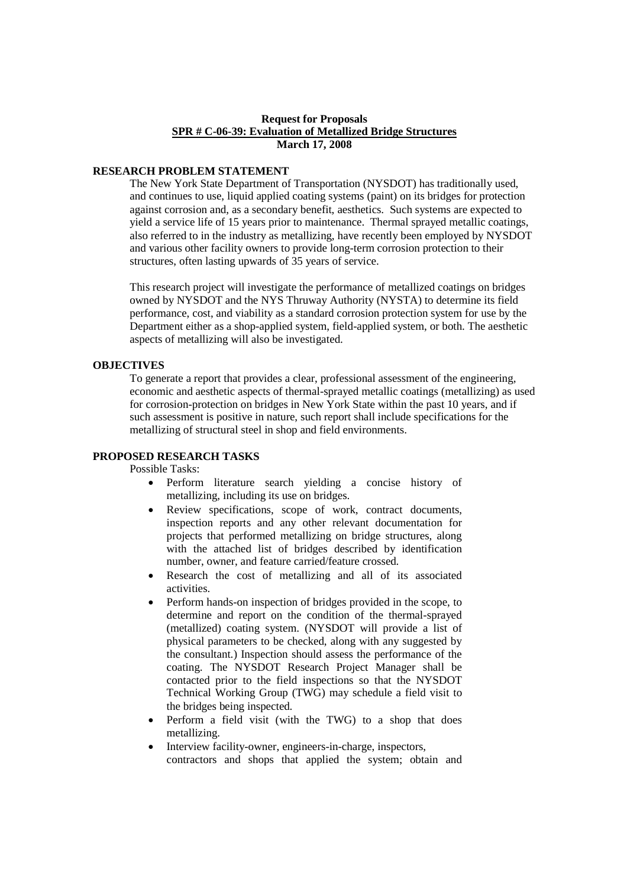**Request for Proposals**
**SPR # C-06-39: Evaluation of Metallized Bridge Structures**
**March 17, 2008**

## RESEARCH PROBLEM STATEMENT

The New York State Department of Transportation (NYSDOT) has traditionally used, and continues to use, liquid applied coating systems (paint) on its bridges for protection against corrosion and, as a secondary benefit, aesthetics. Such systems are expected to yield a service life of 15 years prior to maintenance. Thermal sprayed metallic coatings, also referred to in the industry as metallizing, have recently been employed by NYSDOT and various other facility owners to provide long-term corrosion protection to their structures, often lasting upwards of 35 years of service.

This research project will investigate the performance of metallized coatings on bridges owned by NYSDOT and the NYS Thruway Authority (NYSTA) to determine its field performance, cost, and viability as a standard corrosion protection system for use by the Department either as a shop-applied system, field-applied system, or both. The aesthetic aspects of metallizing will also be investigated.

## OBJECTIVES

To generate a report that provides a clear, professional assessment of the engineering, economic and aesthetic aspects of thermal-sprayed metallic coatings (metallizing) as used for corrosion-protection on bridges in New York State within the past 10 years, and if such assessment is positive in nature, such report shall include specifications for the metallizing of structural steel in shop and field environments.

## PROPOSED RESEARCH TASKS

Possible Tasks:

- Perform literature search yielding a concise history of metallizing, including its use on bridges.
- Review specifications, scope of work, contract documents, inspection reports and any other relevant documentation for projects that performed metallizing on bridge structures, along with the attached list of bridges described by identification number, owner, and feature carried/feature crossed.
- Research the cost of metallizing and all of its associated activities.
- Perform hands-on inspection of bridges provided in the scope, to determine and report on the condition of the thermal-sprayed (metallized) coating system. (NYSDOT will provide a list of physical parameters to be checked, along with any suggested by the consultant.) Inspection should assess the performance of the coating. The NYSDOT Research Project Manager shall be contacted prior to the field inspections so that the NYSDOT Technical Working Group (TWG) may schedule a field visit to the bridges being inspected.
- Perform a field visit (with the TWG) to a shop that does metallizing.
- Interview facility-owner, engineers-in-charge, inspectors, contractors and shops that applied the system; obtain and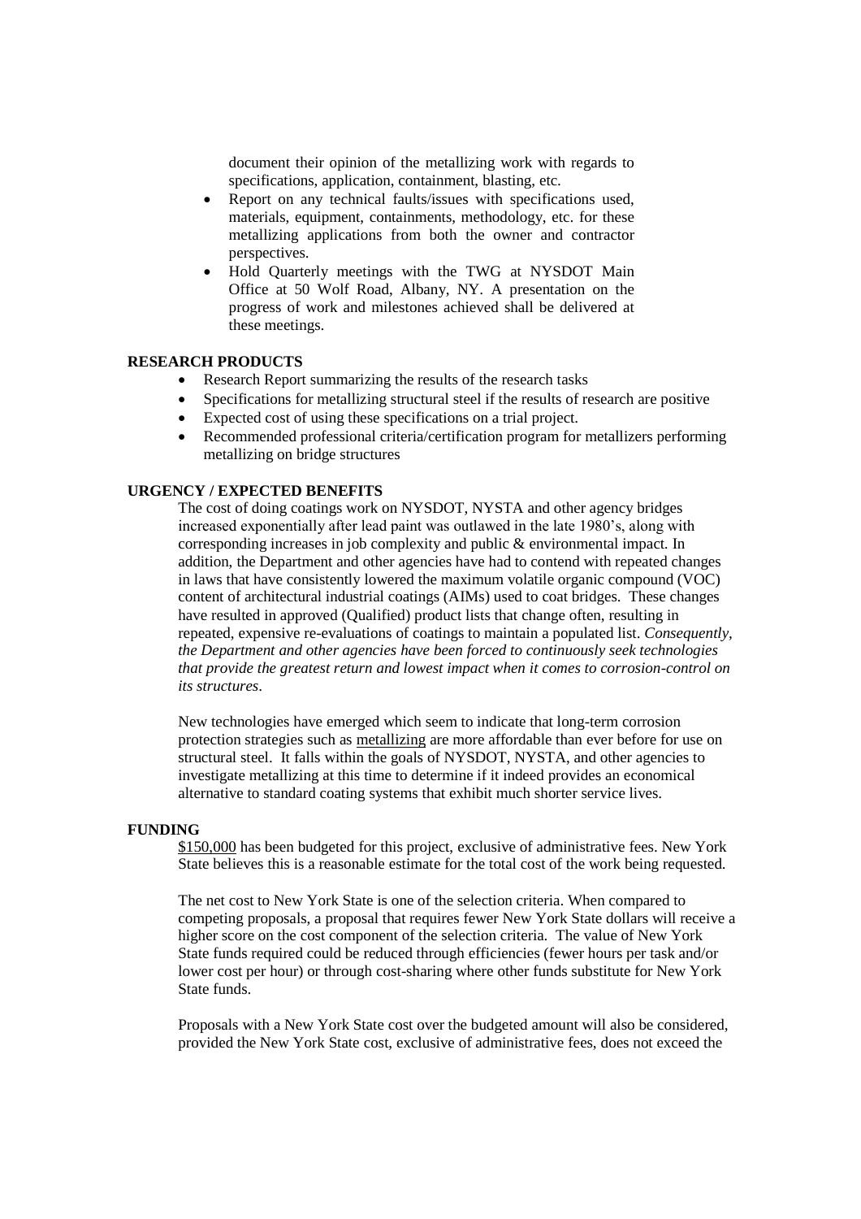document their opinion of the metallizing work with regards to specifications, application, containment, blasting, etc.

- Report on any technical faults/issues with specifications used, materials, equipment, containments, methodology, etc. for these metallizing applications from both the owner and contractor perspectives.
- Hold Quarterly meetings with the TWG at NYSDOT Main Office at 50 Wolf Road, Albany, NY. A presentation on the progress of work and milestones achieved shall be delivered at these meetings.

**RESEARCH PRODUCTS**

- Research Report summarizing the results of the research tasks
- Specifications for metallizing structural steel if the results of research are positive
- Expected cost of using these specifications on a trial project.
- Recommended professional criteria/certification program for metallizers performing metallizing on bridge structures

**URGENCY / EXPECTED BENEFITS**

The cost of doing coatings work on NYSDOT, NYSTA and other agency bridges increased exponentially after lead paint was outlawed in the late 1980's, along with corresponding increases in job complexity and public & environmental impact. In addition, the Department and other agencies have had to contend with repeated changes in laws that have consistently lowered the maximum volatile organic compound (VOC) content of architectural industrial coatings (AIMs) used to coat bridges. These changes have resulted in approved (Qualified) product lists that change often, resulting in repeated, expensive re-evaluations of coatings to maintain a populated list. *Consequently, the Department and other agencies have been forced to continuously seek technologies that provide the greatest return and lowest impact when it comes to corrosion-control on its structures*.

New technologies have emerged which seem to indicate that long-term corrosion protection strategies such as metallizing are more affordable than ever before for use on structural steel. It falls within the goals of NYSDOT, NYSTA, and other agencies to investigate metallizing at this time to determine if it indeed provides an economical alternative to standard coating systems that exhibit much shorter service lives.

**FUNDING**

$150,000 has been budgeted for this project, exclusive of administrative fees. New York State believes this is a reasonable estimate for the total cost of the work being requested.

The net cost to New York State is one of the selection criteria. When compared to competing proposals, a proposal that requires fewer New York State dollars will receive a higher score on the cost component of the selection criteria. The value of New York State funds required could be reduced through efficiencies (fewer hours per task and/or lower cost per hour) or through cost-sharing where other funds substitute for New York State funds.

Proposals with a New York State cost over the budgeted amount will also be considered, provided the New York State cost, exclusive of administrative fees, does not exceed the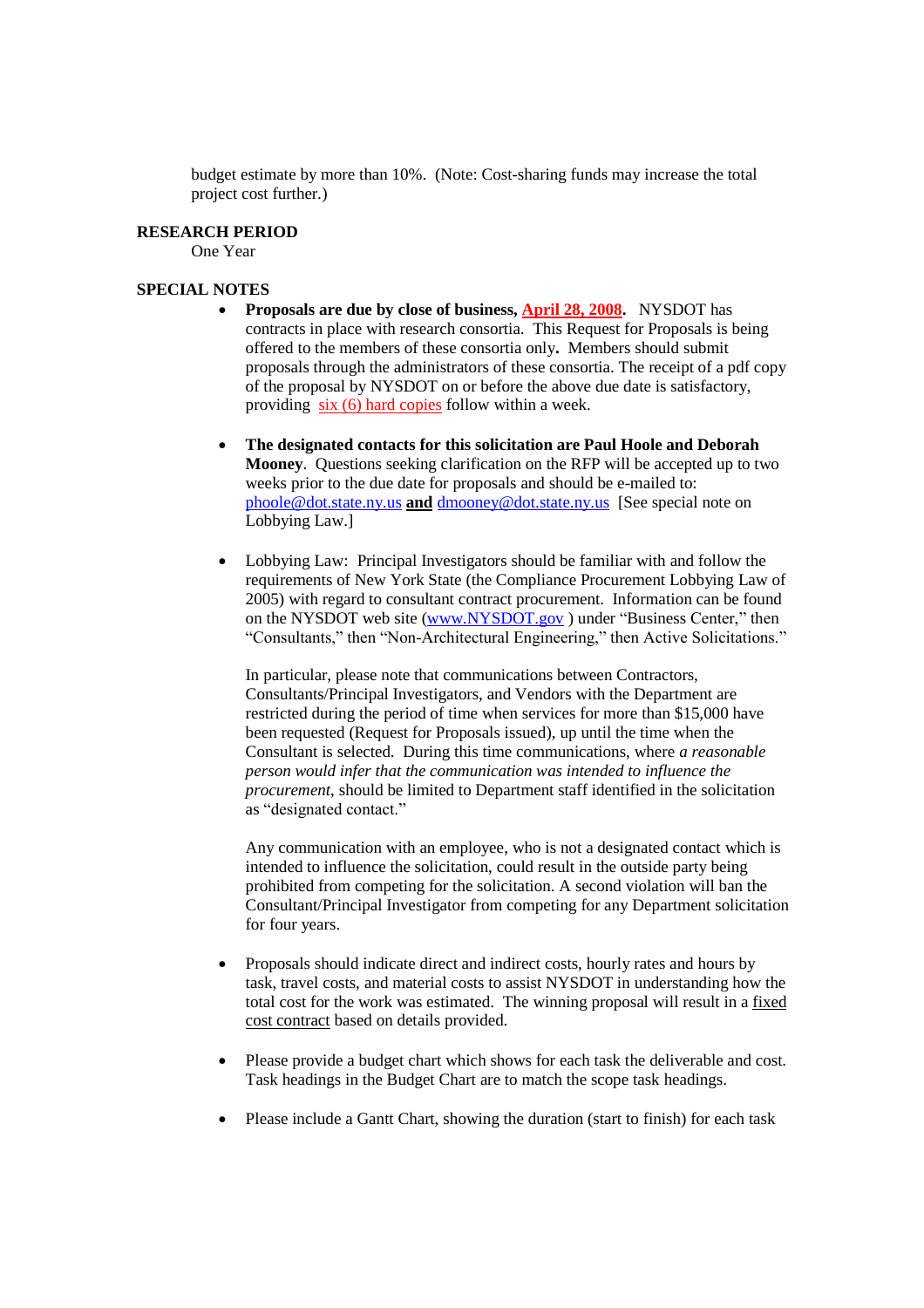budget estimate by more than 10%. (Note: Cost-sharing funds may increase the total project cost further.)

**RESEARCH PERIOD**

One Year

**SPECIAL NOTES**

- **Proposals are due by close of business, April 28, 2008.** NYSDOT has contracts in place with research consortia. This Request for Proposals is being offered to the members of these consortia only**.** Members should submit proposals through the administrators of these consortia. The receipt of a pdf copy of the proposal by NYSDOT on or before the above due date is satisfactory, providing six (6) hard copies follow within a week.

- **The designated contacts for this solicitation are Paul Hoole and Deborah Mooney**. Questions seeking clarification on the RFP will be accepted up to two weeks prior to the due date for proposals and should be e-mailed to: phoole@dot.state.ny.us **and** dmooney@dot.state.ny.us [See special note on Lobbying Law.]

- Lobbying Law: Principal Investigators should be familiar with and follow the requirements of New York State (the Compliance Procurement Lobbying Law of 2005) with regard to consultant contract procurement. Information can be found on the NYSDOT web site (www.NYSDOT.gov ) under "Business Center," then "Consultants," then "Non-Architectural Engineering," then Active Solicitations."

  In particular, please note that communications between Contractors, Consultants/Principal Investigators, and Vendors with the Department are restricted during the period of time when services for more than $15,000 have been requested (Request for Proposals issued), up until the time when the Consultant is selected. During this time communications, where *a reasonable person would infer that the communication was intended to influence the procurement*, should be limited to Department staff identified in the solicitation as "designated contact."

  Any communication with an employee, who is not a designated contact which is intended to influence the solicitation, could result in the outside party being prohibited from competing for the solicitation. A second violation will ban the Consultant/Principal Investigator from competing for any Department solicitation for four years.

- Proposals should indicate direct and indirect costs, hourly rates and hours by task, travel costs, and material costs to assist NYSDOT in understanding how the total cost for the work was estimated. The winning proposal will result in a fixed cost contract based on details provided.

- Please provide a budget chart which shows for each task the deliverable and cost. Task headings in the Budget Chart are to match the scope task headings.

- Please include a Gantt Chart, showing the duration (start to finish) for each task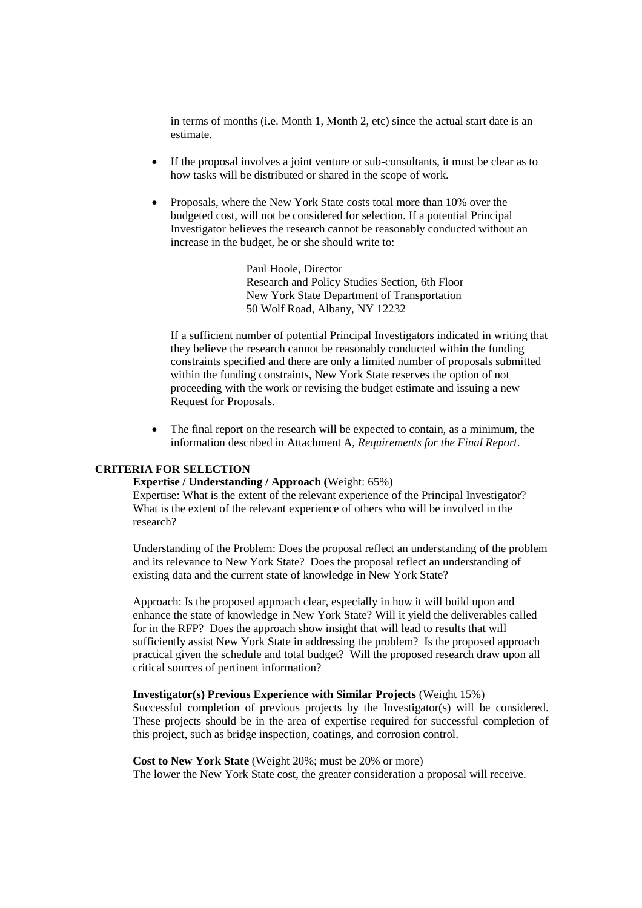in terms of months (i.e. Month 1, Month 2, etc) since the actual start date is an estimate.

- If the proposal involves a joint venture or sub-consultants, it must be clear as to how tasks will be distributed or shared in the scope of work.

- Proposals, where the New York State costs total more than 10% over the budgeted cost, will not be considered for selection. If a potential Principal Investigator believes the research cannot be reasonably conducted without an increase in the budget, he or she should write to:

  Paul Hoole, Director
  Research and Policy Studies Section, 6th Floor
  New York State Department of Transportation
  50 Wolf Road, Albany, NY 12232

  If a sufficient number of potential Principal Investigators indicated in writing that they believe the research cannot be reasonably conducted within the funding constraints specified and there are only a limited number of proposals submitted within the funding constraints, New York State reserves the option of not proceeding with the work or revising the budget estimate and issuing a new Request for Proposals.

- The final report on the research will be expected to contain, as a minimum, the information described in Attachment A, *Requirements for the Final Report*.

## CRITERIA FOR SELECTION

**Expertise / Understanding / Approach (**Weight: 65%)

Expertise: What is the extent of the relevant experience of the Principal Investigator? What is the extent of the relevant experience of others who will be involved in the research?

Understanding of the Problem: Does the proposal reflect an understanding of the problem and its relevance to New York State? Does the proposal reflect an understanding of existing data and the current state of knowledge in New York State?

Approach: Is the proposed approach clear, especially in how it will build upon and enhance the state of knowledge in New York State? Will it yield the deliverables called for in the RFP? Does the approach show insight that will lead to results that will sufficiently assist New York State in addressing the problem? Is the proposed approach practical given the schedule and total budget? Will the proposed research draw upon all critical sources of pertinent information?

**Investigator(s) Previous Experience with Similar Projects** (Weight 15%)

Successful completion of previous projects by the Investigator(s) will be considered. These projects should be in the area of expertise required for successful completion of this project, such as bridge inspection, coatings, and corrosion control.

**Cost to New York State** (Weight 20%; must be 20% or more)

The lower the New York State cost, the greater consideration a proposal will receive.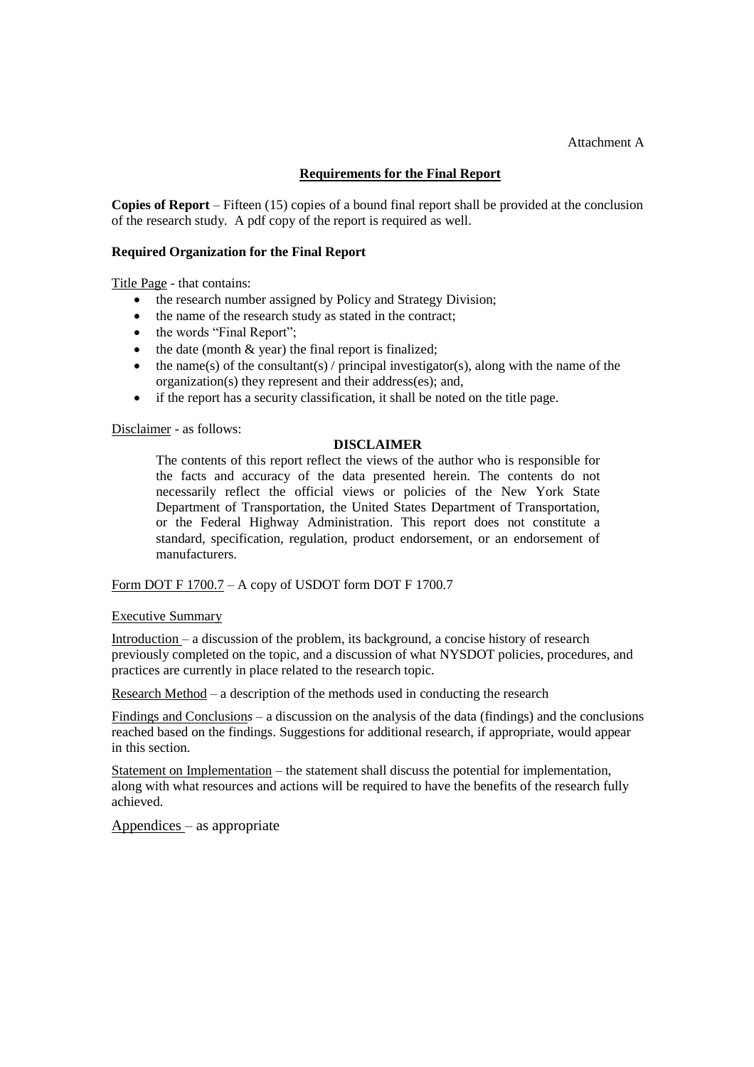Attachment A

## Requirements for the Final Report

**Copies of Report** – Fifteen (15) copies of a bound final report shall be provided at the conclusion of the research study. A pdf copy of the report is required as well.

### Required Organization for the Final Report

Title Page - that contains:

- the research number assigned by Policy and Strategy Division;
- the name of the research study as stated in the contract;
- the words "Final Report";
- the date (month & year) the final report is finalized;
- the name(s) of the consultant(s) / principal investigator(s), along with the name of the organization(s) they represent and their address(es); and,
- if the report has a security classification, it shall be noted on the title page.

Disclaimer - as follows:

> **DISCLAIMER**
>
> The contents of this report reflect the views of the author who is responsible for the facts and accuracy of the data presented herein. The contents do not necessarily reflect the official views or policies of the New York State Department of Transportation, the United States Department of Transportation, or the Federal Highway Administration. This report does not constitute a standard, specification, regulation, product endorsement, or an endorsement of manufacturers.

Form DOT F 1700.7 – A copy of USDOT form DOT F 1700.7

Executive Summary

Introduction – a discussion of the problem, its background, a concise history of research previously completed on the topic, and a discussion of what NYSDOT policies, procedures, and practices are currently in place related to the research topic.

Research Method – a description of the methods used in conducting the research

Findings and Conclusions – a discussion on the analysis of the data (findings) and the conclusions reached based on the findings. Suggestions for additional research, if appropriate, would appear in this section.

Statement on Implementation – the statement shall discuss the potential for implementation, along with what resources and actions will be required to have the benefits of the research fully achieved.

Appendices – as appropriate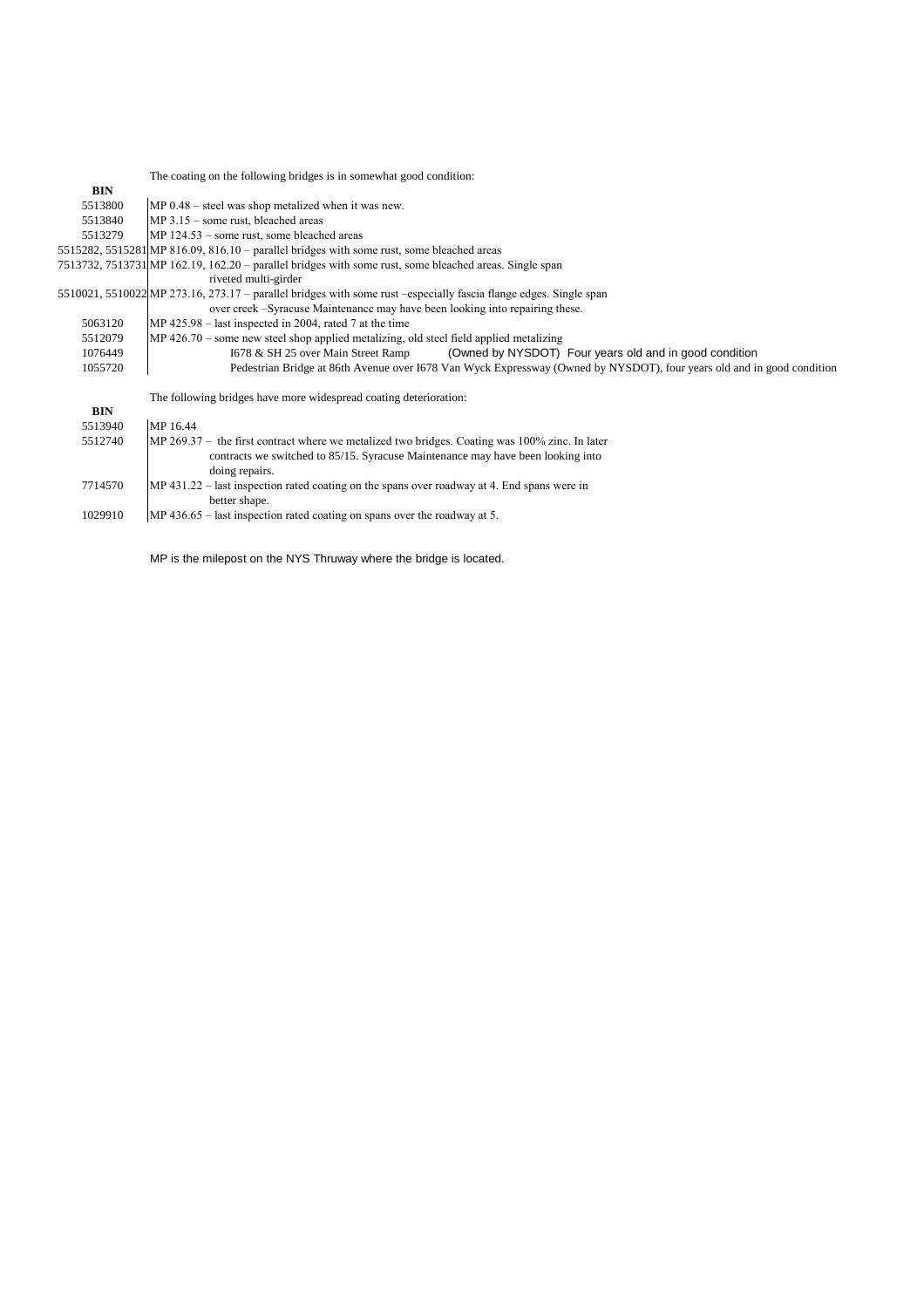The coating on the following bridges is in somewhat good condition:

| BIN | |
|---|---|
| 5513800 | MP 0.48 – steel was shop metalized when it was new. |
| 5513840 | MP 3.15 – some rust, bleached areas |
| 5513279 | MP 124.53 – some rust, some bleached areas |
| 5515282, 5515281 | MP 816.09, 816.10 – parallel bridges with some rust, some bleached areas |
| 7513732, 7513731 | MP 162.19, 162.20 – parallel bridges with some rust, some bleached areas. Single span riveted multi-girder |
| 5510021, 5510022 | MP 273.16, 273.17 – parallel bridges with some rust –especially fascia flange edges. Single span over creek –Syracuse Maintenance may have been looking into repairing these. |
| 5063120 | MP 425.98 – last inspected in 2004, rated 7 at the time |
| 5512079 | MP 426.70 – some new steel shop applied metalizing, old steel field applied metalizing |
| 1076449 | I678 & SH 25 over Main Street Ramp (Owned by NYSDOT) Four years old and in good condition |
| 1055720 | Pedestrian Bridge at 86th Avenue over I678 Van Wyck Expressway (Owned by NYSDOT), four years old and in good condition |

The following bridges have more widespread coating deterioration:

| BIN | |
|---|---|
| 5513940 | MP 16.44 |
| 5512740 | MP 269.37 – the first contract where we metalized two bridges. Coating was 100% zinc. In later contracts we switched to 85/15. Syracuse Maintenance may have been looking into doing repairs. |
| 7714570 | MP 431.22 – last inspection rated coating on the spans over roadway at 4. End spans were in better shape. |
| 1029910 | MP 436.65 – last inspection rated coating on spans over the roadway at 5. |

MP is the milepost on the NYS Thruway where the bridge is located.